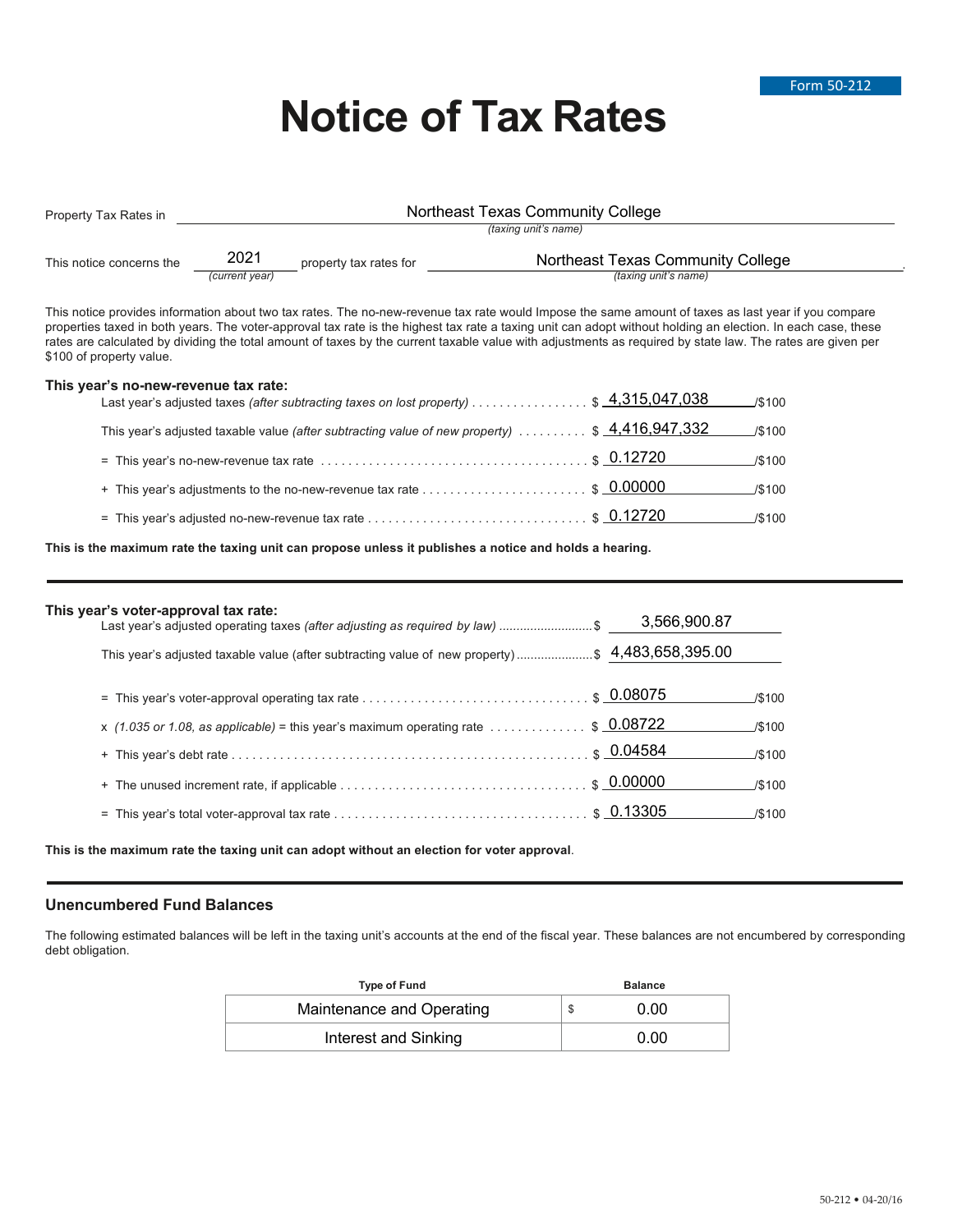Form 50-212

# Notice of Tax Rates

Property Tax Rates in Northeast Texas Community College *(taxing unit's name)*

This notice concerns the 2021 *(current year)* property tax rates for Northeast Texas Community College *(taxing unit's name)*.

This notice provides information about two tax rates. The no-new-revenue tax rate would Impose the same amount of taxes as last year if you compare properties taxed in both years. The voter-approval tax rate is the highest tax rate a taxing unit can adopt without holding an election. In each case, these rates are calculated by dividing the total amount of taxes by the current taxable value with adjustments as required by state law. The rates are given per $100 of property value.

### This year's no-new-revenue tax rate:

| | |
|---|---|
| Last year's adjusted taxes *(after subtracting taxes on lost property)* | $ 4,315,047,038 /$100 |
| This year's adjusted taxable value *(after subtracting value of new property)* | $ 4,416,947,332 /$100 |
| = This year's no-new-revenue tax rate | $ 0.12720 /$100 |
| + This year's adjustments to the no-new-revenue tax rate | $ 0.00000 /$100 |
| = This year's adjusted no-new-revenue tax rate | $ 0.12720 /$100 |

**This is the maximum rate the taxing unit can propose unless it publishes a notice and holds a hearing.**

### This year's voter-approval tax rate:

| | |
|---|---|
| Last year's adjusted operating taxes *(after adjusting as required by law)* | $ 3,566,900.87 |
| This year's adjusted taxable value (after subtracting value of new property) | $ 4,483,658,395.00 |
| = This year's voter-approval operating tax rate | $ 0.08075 /$100 |
| x *(1.035 or 1.08, as applicable)* = this year's maximum operating rate | $ 0.08722 /$100 |
| + This year's debt rate | $ 0.04584 /$100 |
| + The unused increment rate, if applicable | $ 0.00000 /$100 |
| = This year's total voter-approval tax rate | $ 0.13305 /$100 |

**This is the maximum rate the taxing unit can adopt without an election for voter approval**.

### Unencumbered Fund Balances

The following estimated balances will be left in the taxing unit's accounts at the end of the fiscal year. These balances are not encumbered by corresponding debt obligation.

| Type of Fund | Balance |
|---|---|
| Maintenance and Operating | $ 0.00 |
| Interest and Sinking | 0.00 |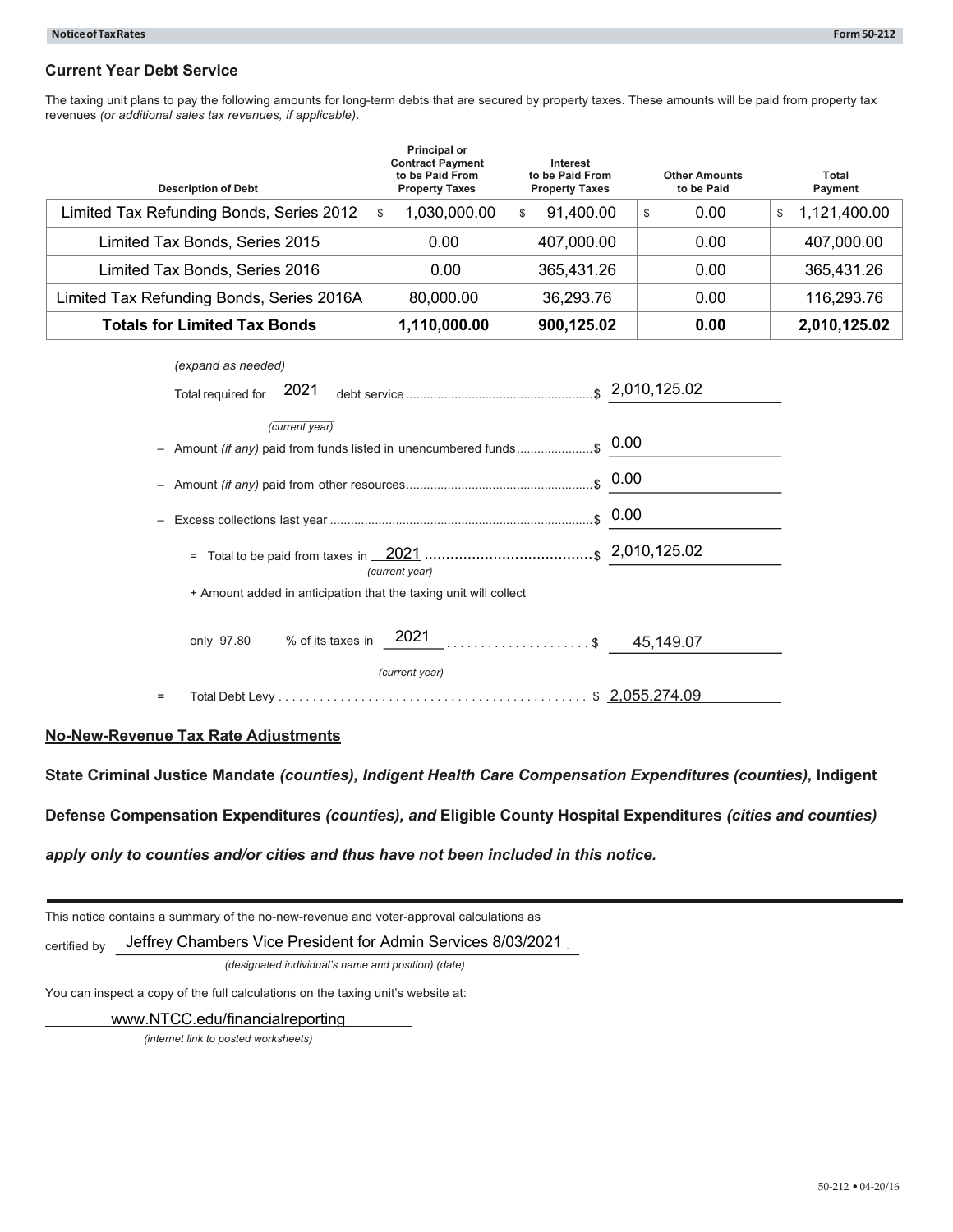## Current Year Debt Service

The taxing unit plans to pay the following amounts for long-term debts that are secured by property taxes. These amounts will be paid from property tax revenues *(or additional sales tax revenues, if applicable)*.

| Description of Debt | Principal or Contract Payment to be Paid From Property Taxes | Interest to be Paid From Property Taxes | Other Amounts to be Paid | Total Payment |
|---|---|---|---|---|
| Limited Tax Refunding Bonds, Series 2012 | $ 1,030,000.00 | $ 91,400.00 | $ 0.00 | $ 1,121,400.00 |
| Limited Tax Bonds, Series 2015 | 0.00 | 407,000.00 | 0.00 | 407,000.00 |
| Limited Tax Bonds, Series 2016 | 0.00 | 365,431.26 | 0.00 | 365,431.26 |
| Limited Tax Refunding Bonds, Series 2016A | 80,000.00 | 36,293.76 | 0.00 | 116,293.76 |
| **Totals for Limited Tax Bonds** | **1,110,000.00** | **900,125.02** | **0.00** | **2,010,125.02** |

*(expand as needed)*

Total required for 2021 *(current year)* debt service ..................................................... $ 2,010,125.02

– Amount *(if any)* paid from funds listed in unencumbered funds ..................... $ 0.00

– Amount *(if any)* paid from other resources ..................................................... $ 0.00

– Excess collections last year ........................................................................... $ 0.00

= Total to be paid from taxes in 2021 *(current year)* ...................................... $ 2,010,125.02

+ Amount added in anticipation that the taxing unit will collect only 97.80 % of its taxes in 2021 *(current year)* ..................... $ 45,149.07

= Total Debt Levy ............................................. $ 2,055,274.09

## No-New-Revenue Tax Rate Adjustments

**State Criminal Justice Mandate** ***(counties), Indigent Health Care Compensation Expenditures (counties),*** **Indigent Defense Compensation Expenditures** ***(counties), and*** **Eligible County Hospital Expenditures** ***(cities and counties) apply only to counties and/or cities and thus have not been included in this notice.***

This notice contains a summary of the no-new-revenue and voter-approval calculations as certified by Jeffrey Chambers Vice President for Admin Services 8/03/2021.
*(designated individual's name and position) (date)*

You can inspect a copy of the full calculations on the taxing unit's website at:

www.NTCC.edu/financialreporting
*(internet link to posted worksheets)*